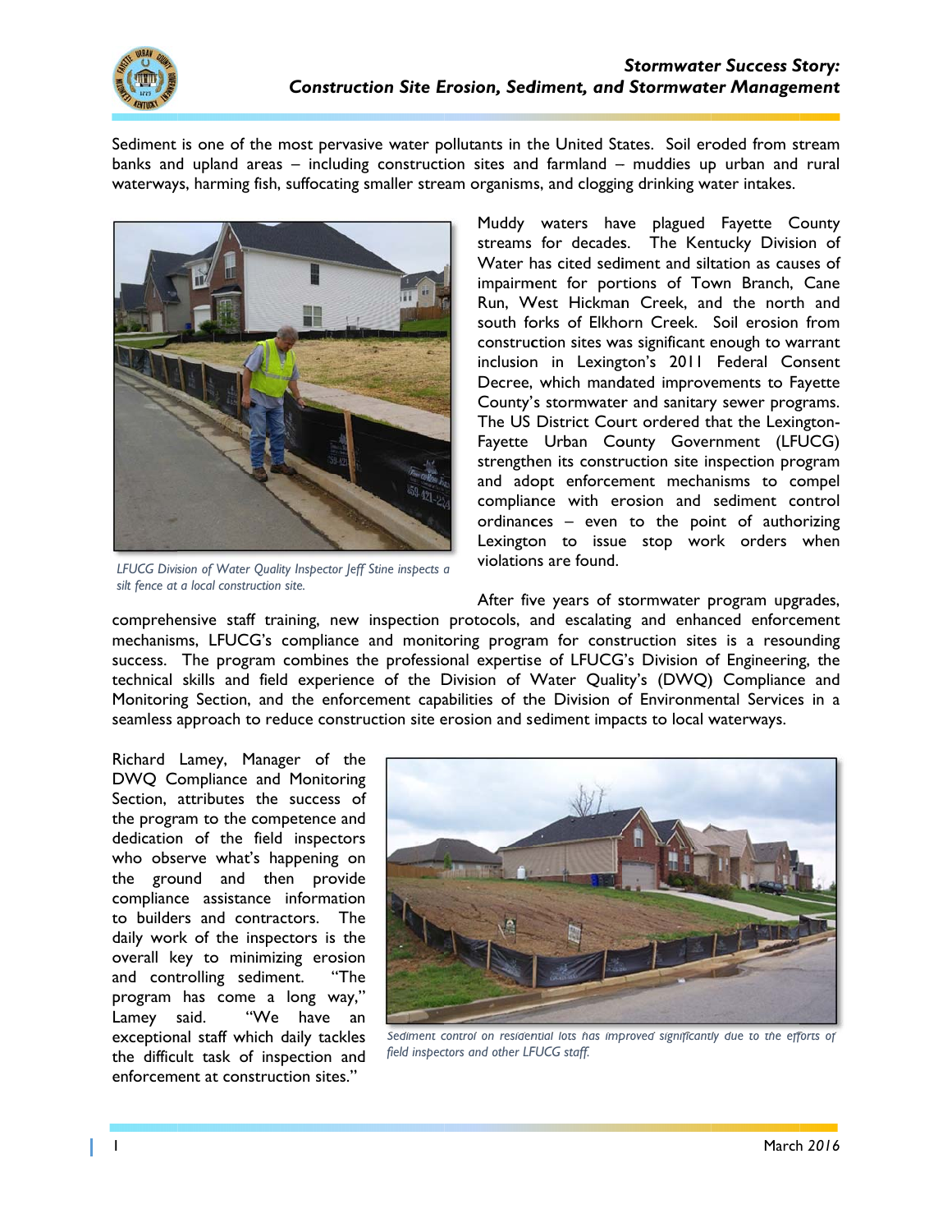# *Stormwater Success Story: Construction Site Erosion, Sediment, and Stormwater Management*

Sediment is one of the most pervasive water pollutants in the United States. Soil eroded from stream banks and upland areas – including construction sites and farmland – muddies up urban and rural waterways, harming fish, suffocating smaller stream organisms, and clogging drinking water intakes.

*LFUCG Division of Water Quality Inspector Jeff Stine inspects a silt fence at a local construction site.*

Muddy waters have plagued Fayette County streams for decades. The Kentucky Division of Water has cited sediment and siltation as causes of impairment for portions of Town Branch, Cane Run, West Hickman Creek, and the north and south forks of Elkhorn Creek. Soil erosion from construction sites was significant enough to warrant inclusion in Lexington's 2011 Federal Consent Decree, which mandated improvements to Fayette County's stormwater and sanitary sewer programs. The US District Court ordered that the Lexington-Fayette Urban County Government (LFUCG) strengthen its construction site inspection program and adopt enforcement mechanisms to compel compliance with erosion and sediment control ordinances – even to the point of authorizing Lexington to issue stop work orders when violations are found.

After five years of stormwater program upgrades, comprehensive staff training, new inspection protocols, and escalating and enhanced enforcement mechanisms, LFUCG's compliance and monitoring program for construction sites is a resounding success. The program combines the professional expertise of LFUCG's Division of Engineering, the technical skills and field experience of the Division of Water Quality's (DWQ) Compliance and Monitoring Section, and the enforcement capabilities of the Division of Environmental Services in a seamless approach to reduce construction site erosion and sediment impacts to local waterways.

Richard Lamey, Manager of the DWQ Compliance and Monitoring Section, attributes the success of the program to the competence and dedication of the field inspectors who observe what's happening on the ground and then provide compliance assistance information to builders and contractors. The daily work of the inspectors is the overall key to minimizing erosion and controlling sediment. "The program has come a long way," Lamey said. "We have an exceptional staff which daily tackles the difficult task of inspection and enforcement at construction sites."

*Sediment control on residential lots has improved significantly due to the efforts of field inspectors and other LFUCG staff.*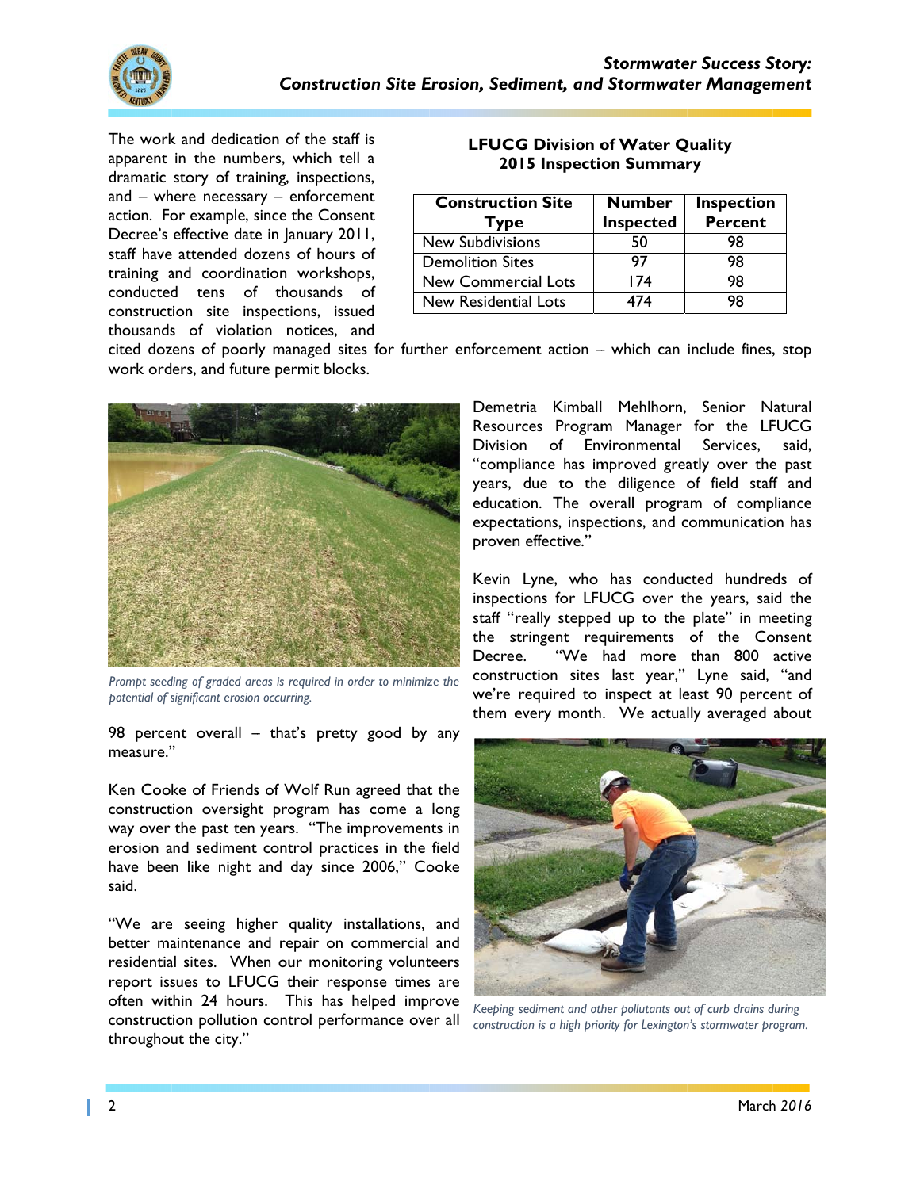The work and dedication of the staff is apparent in the numbers, which tell a dramatic story of training, inspections, and – where necessary – enforcement action. For example, since the Consent Decree's effective date in January 2011, staff have attended dozens of hours of training and coordination workshops, conducted tens of thousands of construction site inspections, issued thousands of violation notices, and cited dozens of poorly managed sites for further enforcement action – which can include fines, stop work orders, and future permit blocks.

**LFUCG Division of Water Quality**
**2015 Inspection Summary**

| Construction Site Type | Number Inspected | Inspection Percent |
|---|---|---|
| New Subdivisions | 50 | 98 |
| Demolition Sites | 97 | 98 |
| New Commercial Lots | 174 | 98 |
| New Residential Lots | 474 | 98 |

*Prompt seeding of graded areas is required in order to minimize the potential of significant erosion occurring.*

Demetria Kimball Mehlhorn, Senior Natural Resources Program Manager for the LFUCG Division of Environmental Services, said, "compliance has improved greatly over the past years, due to the diligence of field staff and education. The overall program of compliance expectations, inspections, and communication has proven effective."

Kevin Lyne, who has conducted hundreds of inspections for LFUCG over the years, said the staff "really stepped up to the plate" in meeting the stringent requirements of the Consent Decree. "We had more than 800 active construction sites last year," Lyne said, "and we're required to inspect at least 90 percent of them every month. We actually averaged about 98 percent overall – that's pretty good by any measure."

Ken Cooke of Friends of Wolf Run agreed that the construction oversight program has come a long way over the past ten years. "The improvements in erosion and sediment control practices in the field have been like night and day since 2006," Cooke said.

"We are seeing higher quality installations, and better maintenance and repair on commercial and residential sites. When our monitoring volunteers report issues to LFUCG their response times are often within 24 hours. This has helped improve construction pollution control performance over all throughout the city."

*Keeping sediment and other pollutants out of curb drains during construction is a high priority for Lexington's stormwater program.*